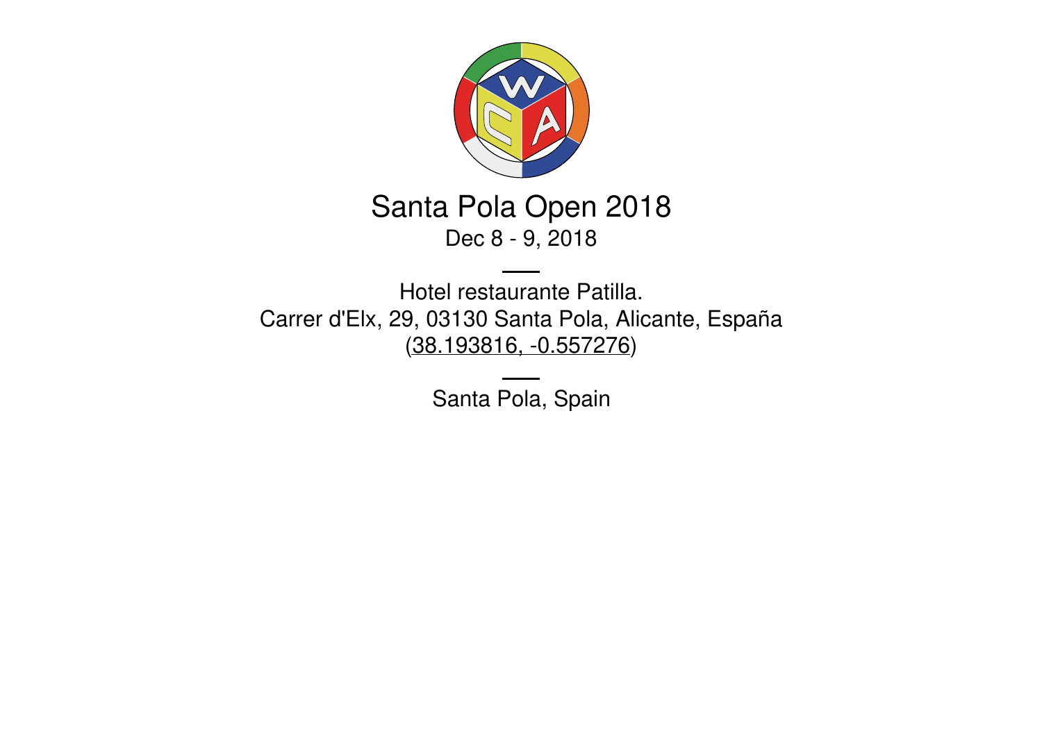# Santa Pola Open 2018

Dec 8 - 9, 2018

---

Hotel restaurante Patilla.
Carrer d'Elx, 29, 03130 Santa Pola, Alicante, España
(38.193816, -0.557276)

---

Santa Pola, Spain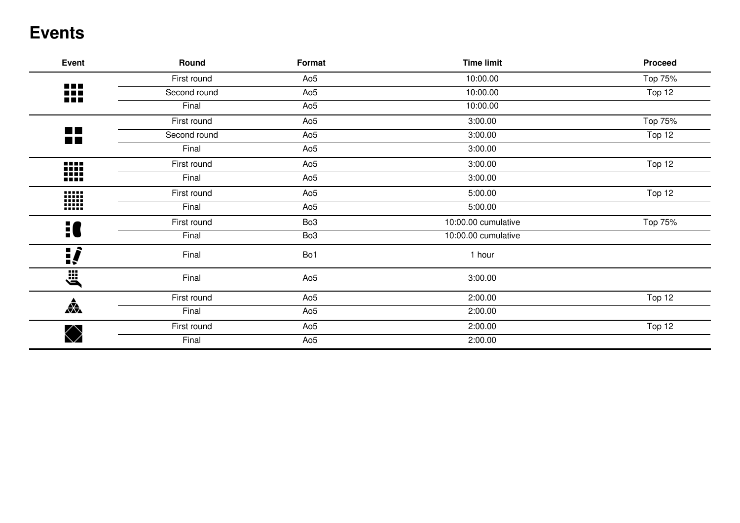# Events

| Event | Round | Format | Time limit | Proceed |
|---|---|---|---|---|
| | First round | Ao5 | 10:00.00 | Top 75% |
| | Second round | Ao5 | 10:00.00 | Top 12 |
| | Final | Ao5 | 10:00.00 | |
| | First round | Ao5 | 3:00.00 | Top 75% |
| | Second round | Ao5 | 3:00.00 | Top 12 |
| | Final | Ao5 | 3:00.00 | |
| | First round | Ao5 | 3:00.00 | Top 12 |
| | Final | Ao5 | 3:00.00 | |
| | First round | Ao5 | 5:00.00 | Top 12 |
| | Final | Ao5 | 5:00.00 | |
| | First round | Bo3 | 10:00.00 cumulative | Top 75% |
| | Final | Bo3 | 10:00.00 cumulative | |
| | Final | Bo1 | 1 hour | |
| | Final | Ao5 | 3:00.00 | |
| | First round | Ao5 | 2:00.00 | Top 12 |
| | Final | Ao5 | 2:00.00 | |
| | First round | Ao5 | 2:00.00 | Top 12 |
| | Final | Ao5 | 2:00.00 | |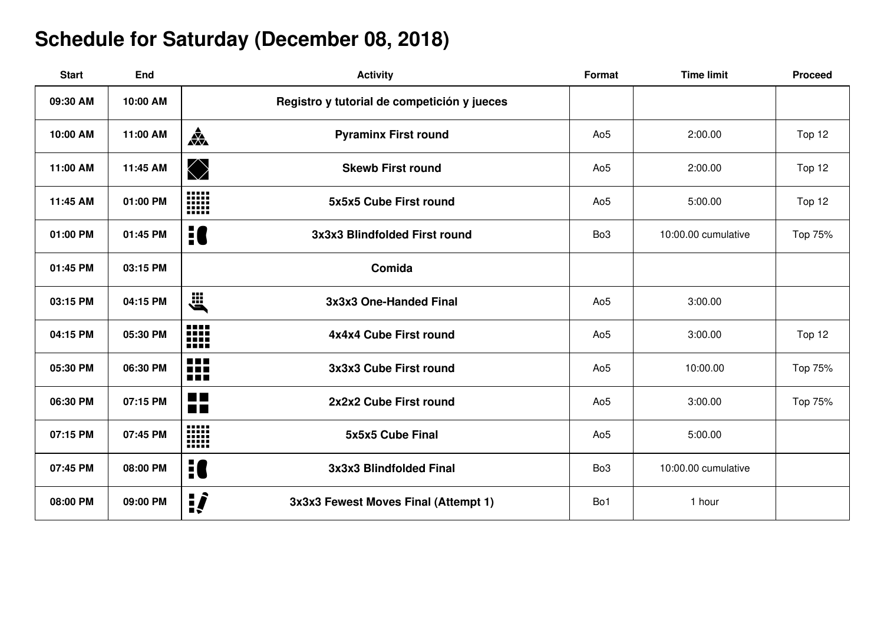# Schedule for Saturday (December 08, 2018)

| Start | End | Activity | Format | Time limit | Proceed |
|---|---|---|---|---|---|
| 09:30 AM | 10:00 AM | **Registro y tutorial de competición y jueces** | | | |
| 10:00 AM | 11:00 AM | **Pyraminx First round** | Ao5 | 2:00.00 | Top 12 |
| 11:00 AM | 11:45 AM | **Skewb First round** | Ao5 | 2:00.00 | Top 12 |
| 11:45 AM | 01:00 PM | **5x5x5 Cube First round** | Ao5 | 5:00.00 | Top 12 |
| 01:00 PM | 01:45 PM | **3x3x3 Blindfolded First round** | Bo3 | 10:00.00 cumulative | Top 75% |
| 01:45 PM | 03:15 PM | **Comida** | | | |
| 03:15 PM | 04:15 PM | **3x3x3 One-Handed Final** | Ao5 | 3:00.00 | |
| 04:15 PM | 05:30 PM | **4x4x4 Cube First round** | Ao5 | 3:00.00 | Top 12 |
| 05:30 PM | 06:30 PM | **3x3x3 Cube First round** | Ao5 | 10:00.00 | Top 75% |
| 06:30 PM | 07:15 PM | **2x2x2 Cube First round** | Ao5 | 3:00.00 | Top 75% |
| 07:15 PM | 07:45 PM | **5x5x5 Cube Final** | Ao5 | 5:00.00 | |
| 07:45 PM | 08:00 PM | **3x3x3 Blindfolded Final** | Bo3 | 10:00.00 cumulative | |
| 08:00 PM | 09:00 PM | **3x3x3 Fewest Moves Final (Attempt 1)** | Bo1 | 1 hour | |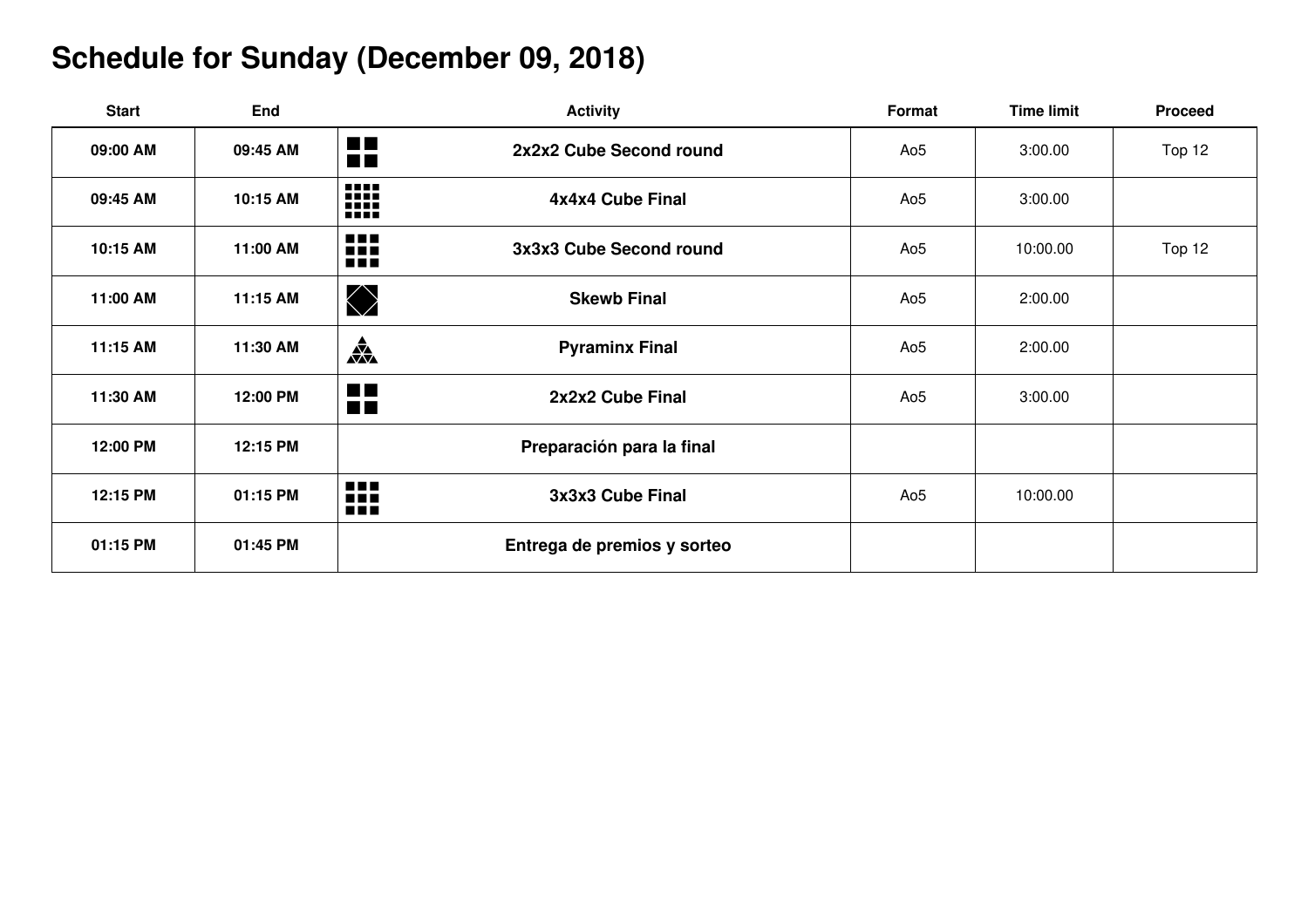# Schedule for Sunday (December 09, 2018)

| Start | End | Activity | Format | Time limit | Proceed |
|---|---|---|---|---|---|
| 09:00 AM | 09:45 AM | 2x2x2 Cube Second round | Ao5 | 3:00.00 | Top 12 |
| 09:45 AM | 10:15 AM | 4x4x4 Cube Final | Ao5 | 3:00.00 | |
| 10:15 AM | 11:00 AM | 3x3x3 Cube Second round | Ao5 | 10:00.00 | Top 12 |
| 11:00 AM | 11:15 AM | Skewb Final | Ao5 | 2:00.00 | |
| 11:15 AM | 11:30 AM | Pyraminx Final | Ao5 | 2:00.00 | |
| 11:30 AM | 12:00 PM | 2x2x2 Cube Final | Ao5 | 3:00.00 | |
| 12:00 PM | 12:15 PM | Preparación para la final | | | |
| 12:15 PM | 01:15 PM | 3x3x3 Cube Final | Ao5 | 10:00.00 | |
| 01:15 PM | 01:45 PM | Entrega de premios y sorteo | | | |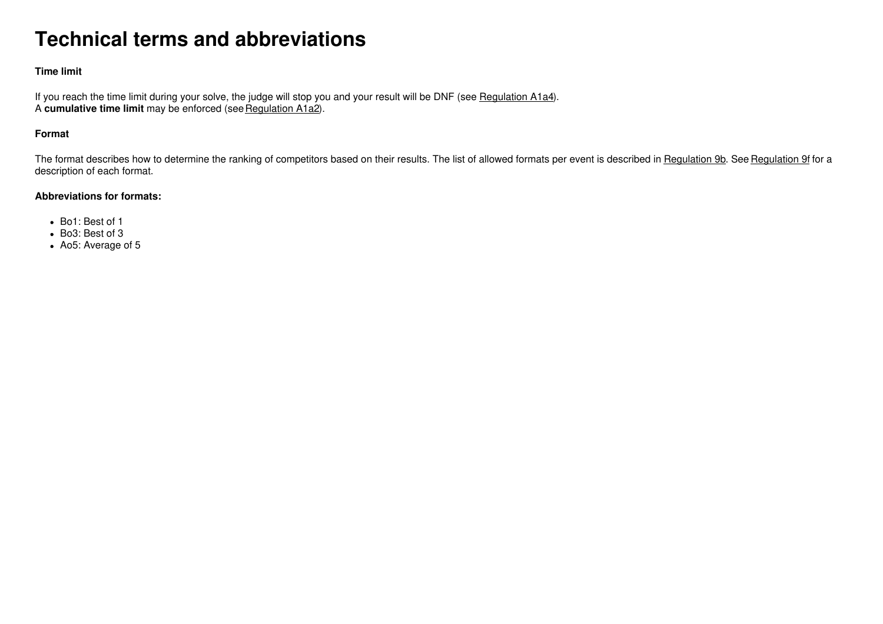# Technical terms and abbreviations

**Time limit**

If you reach the time limit during your solve, the judge will stop you and your result will be DNF (see Regulation A1a4).
A **cumulative time limit** may be enforced (see Regulation A1a2).

**Format**

The format describes how to determine the ranking of competitors based on their results. The list of allowed formats per event is described in Regulation 9b. See Regulation 9f for a description of each format.

**Abbreviations for formats:**

- Bo1: Best of 1
- Bo3: Best of 3
- Ao5: Average of 5